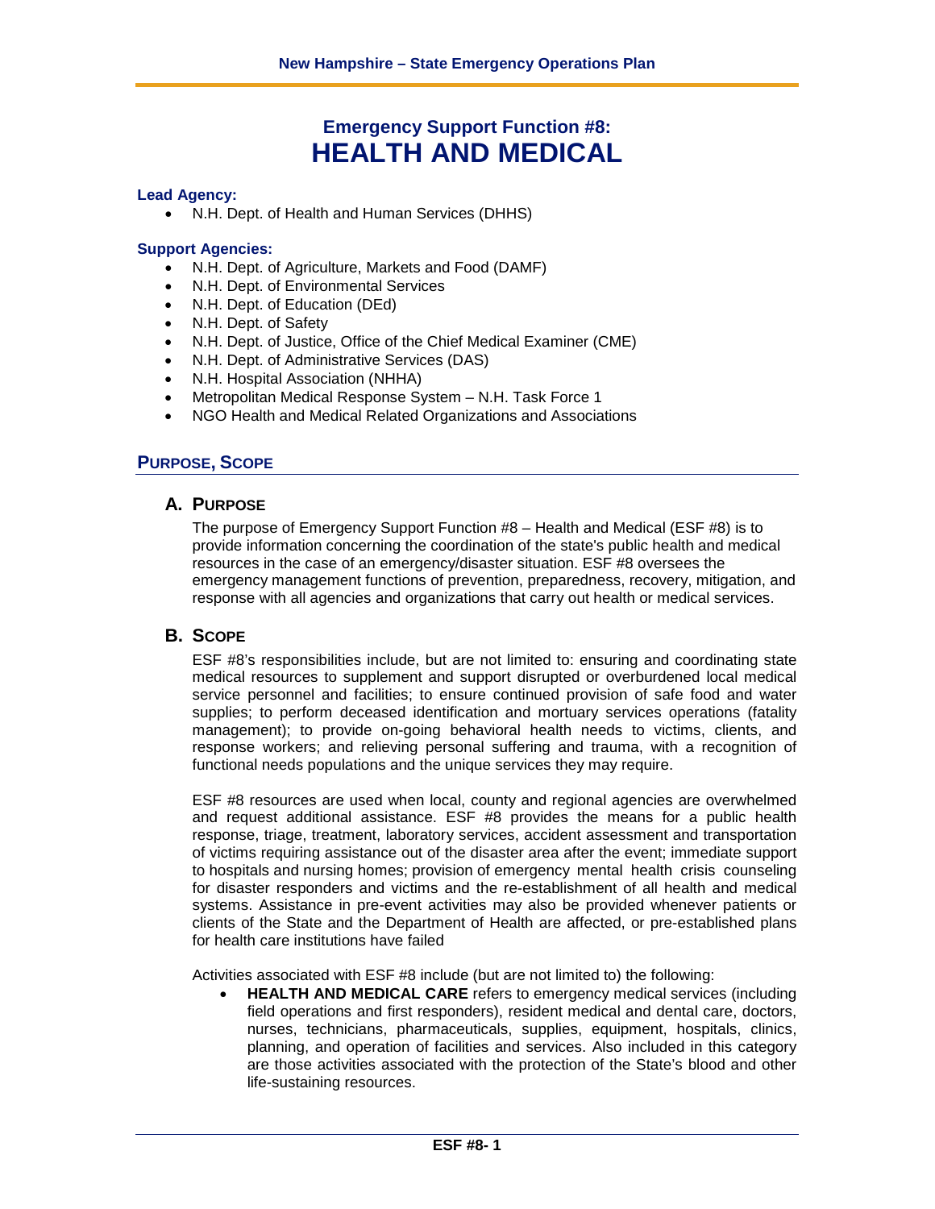# Emergency Support Function #8:
# HEALTH AND MEDICAL

**Lead Agency:**

- N.H. Dept. of Health and Human Services (DHHS)

**Support Agencies:**

- N.H. Dept. of Agriculture, Markets and Food (DAMF)
- N.H. Dept. of Environmental Services
- N.H. Dept. of Education (DEd)
- N.H. Dept. of Safety
- N.H. Dept. of Justice, Office of the Chief Medical Examiner (CME)
- N.H. Dept. of Administrative Services (DAS)
- N.H. Hospital Association (NHHA)
- Metropolitan Medical Response System – N.H. Task Force 1
- NGO Health and Medical Related Organizations and Associations

## PURPOSE, SCOPE

### A. PURPOSE

The purpose of Emergency Support Function #8 – Health and Medical (ESF #8) is to provide information concerning the coordination of the state's public health and medical resources in the case of an emergency/disaster situation. ESF #8 oversees the emergency management functions of prevention, preparedness, recovery, mitigation, and response with all agencies and organizations that carry out health or medical services.

### B. SCOPE

ESF #8's responsibilities include, but are not limited to: ensuring and coordinating state medical resources to supplement and support disrupted or overburdened local medical service personnel and facilities; to ensure continued provision of safe food and water supplies; to perform deceased identification and mortuary services operations (fatality management); to provide on-going behavioral health needs to victims, clients, and response workers; and relieving personal suffering and trauma, with a recognition of functional needs populations and the unique services they may require.

ESF #8 resources are used when local, county and regional agencies are overwhelmed and request additional assistance. ESF #8 provides the means for a public health response, triage, treatment, laboratory services, accident assessment and transportation of victims requiring assistance out of the disaster area after the event; immediate support to hospitals and nursing homes; provision of emergency mental health crisis counseling for disaster responders and victims and the re-establishment of all health and medical systems. Assistance in pre-event activities may also be provided whenever patients or clients of the State and the Department of Health are affected, or pre-established plans for health care institutions have failed

Activities associated with ESF #8 include (but are not limited to) the following:

- **HEALTH AND MEDICAL CARE** refers to emergency medical services (including field operations and first responders), resident medical and dental care, doctors, nurses, technicians, pharmaceuticals, supplies, equipment, hospitals, clinics, planning, and operation of facilities and services. Also included in this category are those activities associated with the protection of the State's blood and other life-sustaining resources.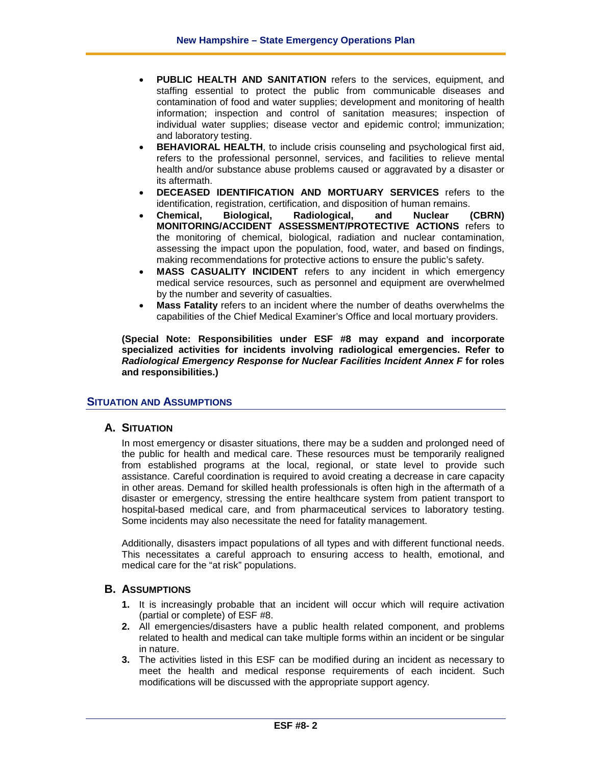- **PUBLIC HEALTH AND SANITATION** refers to the services, equipment, and staffing essential to protect the public from communicable diseases and contamination of food and water supplies; development and monitoring of health information; inspection and control of sanitation measures; inspection of individual water supplies; disease vector and epidemic control; immunization; and laboratory testing.
- **BEHAVIORAL HEALTH**, to include crisis counseling and psychological first aid, refers to the professional personnel, services, and facilities to relieve mental health and/or substance abuse problems caused or aggravated by a disaster or its aftermath.
- **DECEASED IDENTIFICATION AND MORTUARY SERVICES** refers to the identification, registration, certification, and disposition of human remains.
- **Chemical, Biological, Radiological, and Nuclear (CBRN) MONITORING/ACCIDENT ASSESSMENT/PROTECTIVE ACTIONS** refers to the monitoring of chemical, biological, radiation and nuclear contamination, assessing the impact upon the population, food, water, and based on findings, making recommendations for protective actions to ensure the public's safety.
- **MASS CASUALITY INCIDENT** refers to any incident in which emergency medical service resources, such as personnel and equipment are overwhelmed by the number and severity of casualties.
- **Mass Fatality** refers to an incident where the number of deaths overwhelms the capabilities of the Chief Medical Examiner's Office and local mortuary providers.

**(Special Note: Responsibilities under ESF #8 may expand and incorporate specialized activities for incidents involving radiological emergencies. Refer to *Radiological Emergency Response for Nuclear Facilities Incident Annex F* for roles and responsibilities.)**

## SITUATION AND ASSUMPTIONS

### A. SITUATION

In most emergency or disaster situations, there may be a sudden and prolonged need of the public for health and medical care. These resources must be temporarily realigned from established programs at the local, regional, or state level to provide such assistance. Careful coordination is required to avoid creating a decrease in care capacity in other areas. Demand for skilled health professionals is often high in the aftermath of a disaster or emergency, stressing the entire healthcare system from patient transport to hospital-based medical care, and from pharmaceutical services to laboratory testing. Some incidents may also necessitate the need for fatality management.

Additionally, disasters impact populations of all types and with different functional needs. This necessitates a careful approach to ensuring access to health, emotional, and medical care for the "at risk" populations.

### B. ASSUMPTIONS

1. It is increasingly probable that an incident will occur which will require activation (partial or complete) of ESF #8.
2. All emergencies/disasters have a public health related component, and problems related to health and medical can take multiple forms within an incident or be singular in nature.
3. The activities listed in this ESF can be modified during an incident as necessary to meet the health and medical response requirements of each incident. Such modifications will be discussed with the appropriate support agency.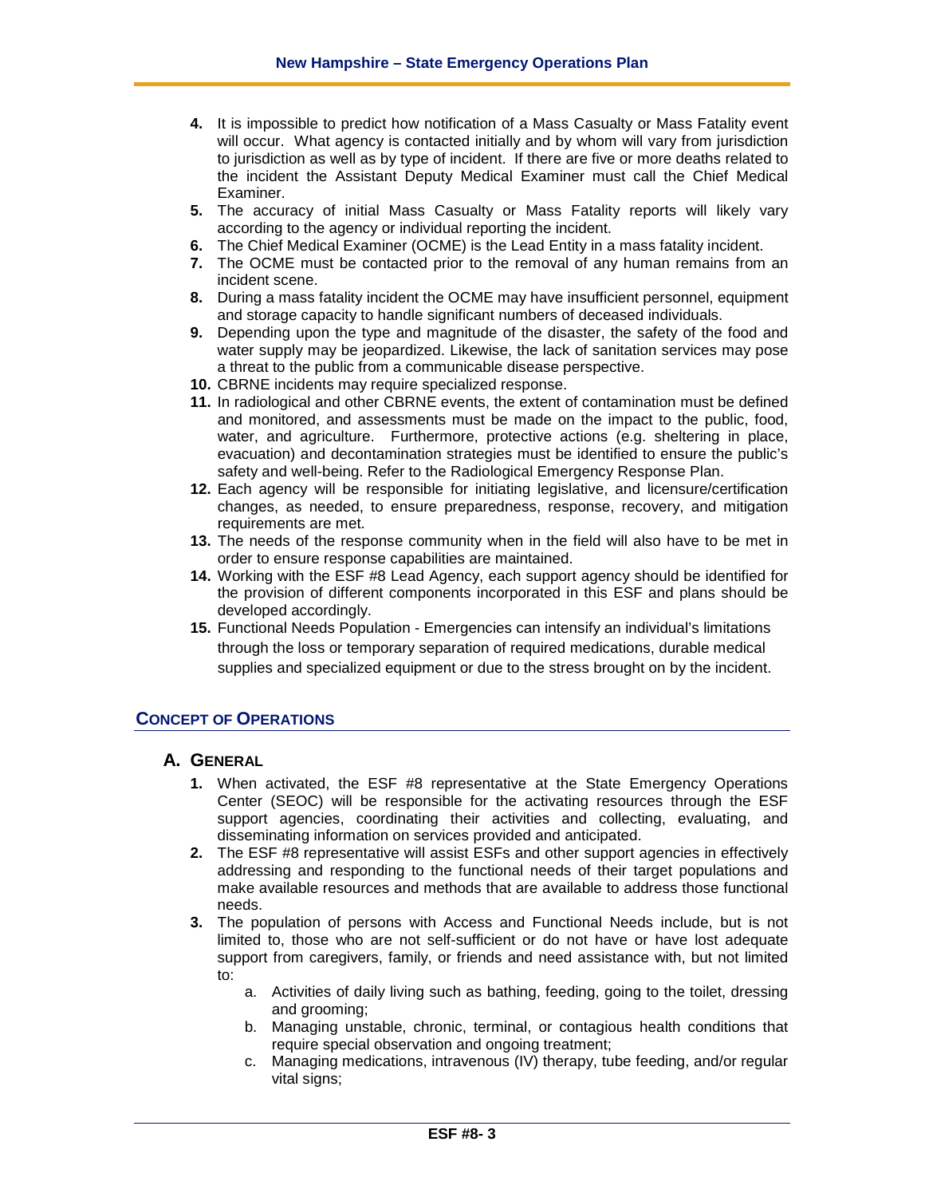4. It is impossible to predict how notification of a Mass Casualty or Mass Fatality event will occur. What agency is contacted initially and by whom will vary from jurisdiction to jurisdiction as well as by type of incident. If there are five or more deaths related to the incident the Assistant Deputy Medical Examiner must call the Chief Medical Examiner.
5. The accuracy of initial Mass Casualty or Mass Fatality reports will likely vary according to the agency or individual reporting the incident.
6. The Chief Medical Examiner (OCME) is the Lead Entity in a mass fatality incident.
7. The OCME must be contacted prior to the removal of any human remains from an incident scene.
8. During a mass fatality incident the OCME may have insufficient personnel, equipment and storage capacity to handle significant numbers of deceased individuals.
9. Depending upon the type and magnitude of the disaster, the safety of the food and water supply may be jeopardized. Likewise, the lack of sanitation services may pose a threat to the public from a communicable disease perspective.
10. CBRNE incidents may require specialized response.
11. In radiological and other CBRNE events, the extent of contamination must be defined and monitored, and assessments must be made on the impact to the public, food, water, and agriculture. Furthermore, protective actions (e.g. sheltering in place, evacuation) and decontamination strategies must be identified to ensure the public's safety and well-being. Refer to the Radiological Emergency Response Plan.
12. Each agency will be responsible for initiating legislative, and licensure/certification changes, as needed, to ensure preparedness, response, recovery, and mitigation requirements are met.
13. The needs of the response community when in the field will also have to be met in order to ensure response capabilities are maintained.
14. Working with the ESF #8 Lead Agency, each support agency should be identified for the provision of different components incorporated in this ESF and plans should be developed accordingly.
15. Functional Needs Population - Emergencies can intensify an individual's limitations through the loss or temporary separation of required medications, durable medical supplies and specialized equipment or due to the stress brought on by the incident.

## CONCEPT OF OPERATIONS

### A. GENERAL

1. When activated, the ESF #8 representative at the State Emergency Operations Center (SEOC) will be responsible for the activating resources through the ESF support agencies, coordinating their activities and collecting, evaluating, and disseminating information on services provided and anticipated.
2. The ESF #8 representative will assist ESFs and other support agencies in effectively addressing and responding to the functional needs of their target populations and make available resources and methods that are available to address those functional needs.
3. The population of persons with Access and Functional Needs include, but is not limited to, those who are not self-sufficient or do not have or have lost adequate support from caregivers, family, or friends and need assistance with, but not limited to:
    a. Activities of daily living such as bathing, feeding, going to the toilet, dressing and grooming;
    b. Managing unstable, chronic, terminal, or contagious health conditions that require special observation and ongoing treatment;
    c. Managing medications, intravenous (IV) therapy, tube feeding, and/or regular vital signs;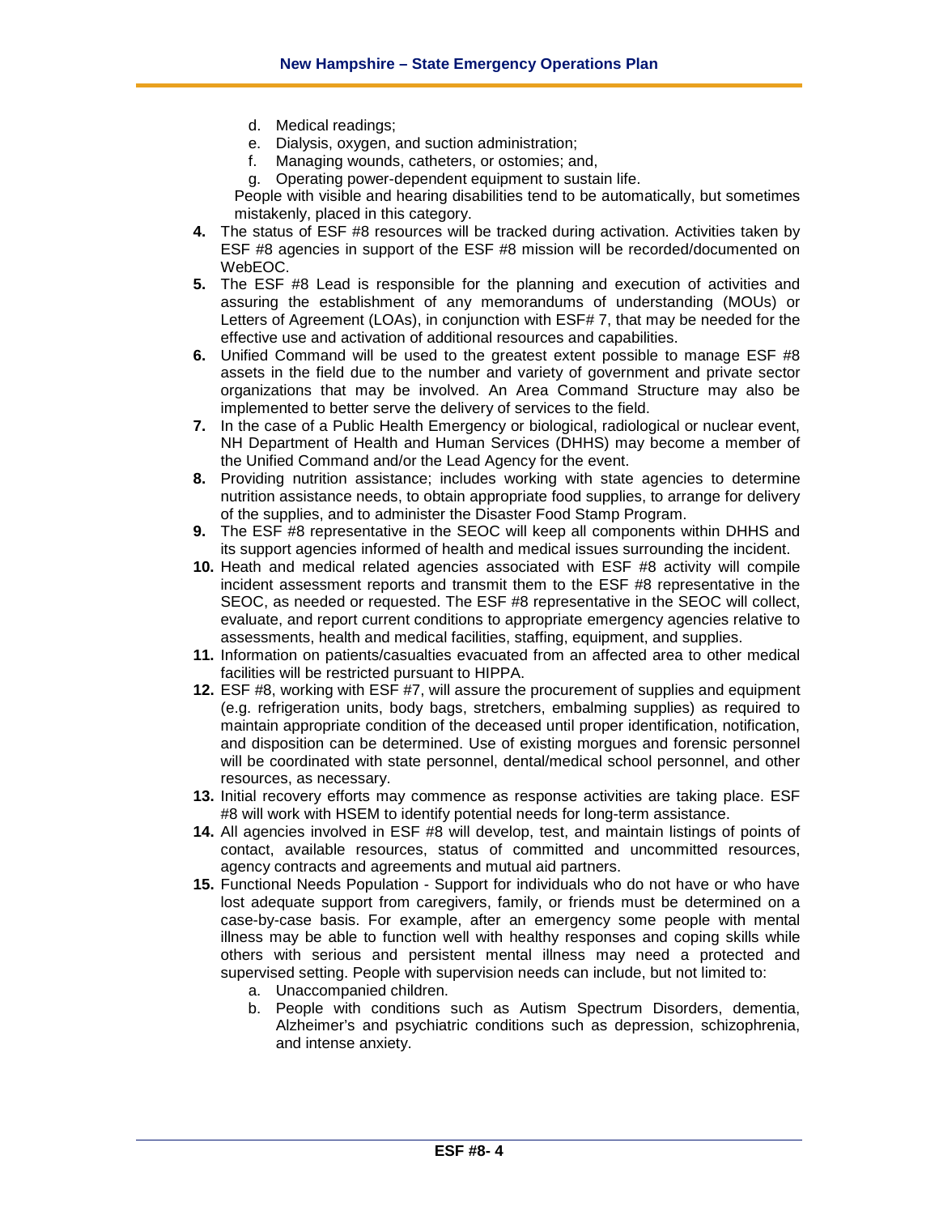d. Medical readings;
e. Dialysis, oxygen, and suction administration;
f. Managing wounds, catheters, or ostomies; and,
g. Operating power-dependent equipment to sustain life.

People with visible and hearing disabilities tend to be automatically, but sometimes mistakenly, placed in this category.

**4.** The status of ESF #8 resources will be tracked during activation. Activities taken by ESF #8 agencies in support of the ESF #8 mission will be recorded/documented on WebEOC.

**5.** The ESF #8 Lead is responsible for the planning and execution of activities and assuring the establishment of any memorandums of understanding (MOUs) or Letters of Agreement (LOAs), in conjunction with ESF# 7, that may be needed for the effective use and activation of additional resources and capabilities.

**6.** Unified Command will be used to the greatest extent possible to manage ESF #8 assets in the field due to the number and variety of government and private sector organizations that may be involved. An Area Command Structure may also be implemented to better serve the delivery of services to the field.

**7.** In the case of a Public Health Emergency or biological, radiological or nuclear event, NH Department of Health and Human Services (DHHS) may become a member of the Unified Command and/or the Lead Agency for the event.

**8.** Providing nutrition assistance; includes working with state agencies to determine nutrition assistance needs, to obtain appropriate food supplies, to arrange for delivery of the supplies, and to administer the Disaster Food Stamp Program.

**9.** The ESF #8 representative in the SEOC will keep all components within DHHS and its support agencies informed of health and medical issues surrounding the incident.

**10.** Heath and medical related agencies associated with ESF #8 activity will compile incident assessment reports and transmit them to the ESF #8 representative in the SEOC, as needed or requested. The ESF #8 representative in the SEOC will collect, evaluate, and report current conditions to appropriate emergency agencies relative to assessments, health and medical facilities, staffing, equipment, and supplies.

**11.** Information on patients/casualties evacuated from an affected area to other medical facilities will be restricted pursuant to HIPPA.

**12.** ESF #8, working with ESF #7, will assure the procurement of supplies and equipment (e.g. refrigeration units, body bags, stretchers, embalming supplies) as required to maintain appropriate condition of the deceased until proper identification, notification, and disposition can be determined. Use of existing morgues and forensic personnel will be coordinated with state personnel, dental/medical school personnel, and other resources, as necessary.

**13.** Initial recovery efforts may commence as response activities are taking place. ESF #8 will work with HSEM to identify potential needs for long-term assistance.

**14.** All agencies involved in ESF #8 will develop, test, and maintain listings of points of contact, available resources, status of committed and uncommitted resources, agency contracts and agreements and mutual aid partners.

**15.** Functional Needs Population - Support for individuals who do not have or who have lost adequate support from caregivers, family, or friends must be determined on a case-by-case basis. For example, after an emergency some people with mental illness may be able to function well with healthy responses and coping skills while others with serious and persistent mental illness may need a protected and supervised setting. People with supervision needs can include, but not limited to:

a. Unaccompanied children.
b. People with conditions such as Autism Spectrum Disorders, dementia, Alzheimer's and psychiatric conditions such as depression, schizophrenia, and intense anxiety.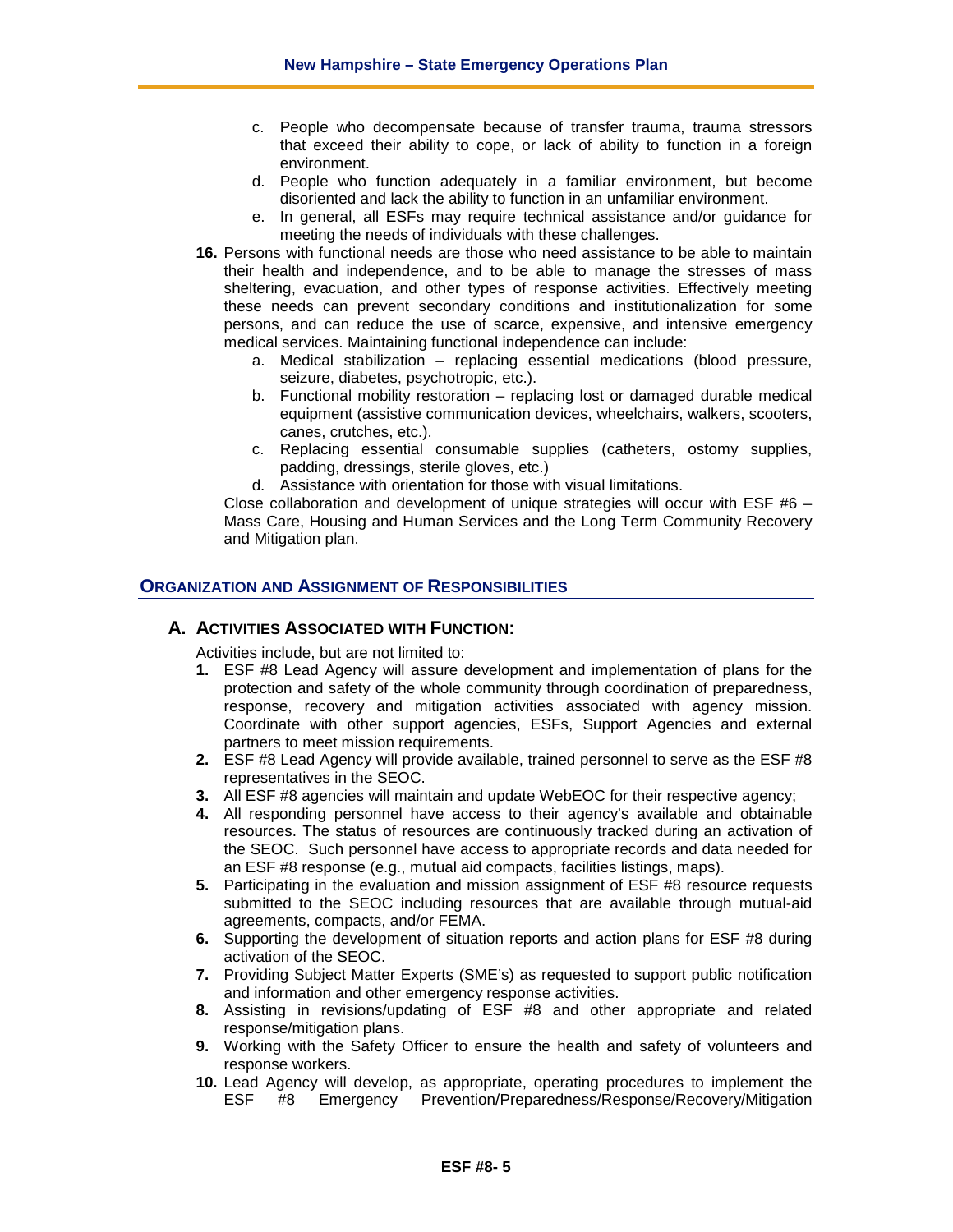c. People who decompensate because of transfer trauma, trauma stressors that exceed their ability to cope, or lack of ability to function in a foreign environment.
d. People who function adequately in a familiar environment, but become disoriented and lack the ability to function in an unfamiliar environment.
e. In general, all ESFs may require technical assistance and/or guidance for meeting the needs of individuals with these challenges.

**16.** Persons with functional needs are those who need assistance to be able to maintain their health and independence, and to be able to manage the stresses of mass sheltering, evacuation, and other types of response activities. Effectively meeting these needs can prevent secondary conditions and institutionalization for some persons, and can reduce the use of scarce, expensive, and intensive emergency medical services. Maintaining functional independence can include:
   a. Medical stabilization – replacing essential medications (blood pressure, seizure, diabetes, psychotropic, etc.).
   b. Functional mobility restoration – replacing lost or damaged durable medical equipment (assistive communication devices, wheelchairs, walkers, scooters, canes, crutches, etc.).
   c. Replacing essential consumable supplies (catheters, ostomy supplies, padding, dressings, sterile gloves, etc.)
   d. Assistance with orientation for those with visual limitations.

   Close collaboration and development of unique strategies will occur with ESF #6 – Mass Care, Housing and Human Services and the Long Term Community Recovery and Mitigation plan.

## Organization and Assignment of Responsibilities

### A. Activities Associated with Function:

Activities include, but are not limited to:

1. ESF #8 Lead Agency will assure development and implementation of plans for the protection and safety of the whole community through coordination of preparedness, response, recovery and mitigation activities associated with agency mission. Coordinate with other support agencies, ESFs, Support Agencies and external partners to meet mission requirements.
2. ESF #8 Lead Agency will provide available, trained personnel to serve as the ESF #8 representatives in the SEOC.
3. All ESF #8 agencies will maintain and update WebEOC for their respective agency;
4. All responding personnel have access to their agency's available and obtainable resources. The status of resources are continuously tracked during an activation of the SEOC. Such personnel have access to appropriate records and data needed for an ESF #8 response (e.g., mutual aid compacts, facilities listings, maps).
5. Participating in the evaluation and mission assignment of ESF #8 resource requests submitted to the SEOC including resources that are available through mutual-aid agreements, compacts, and/or FEMA.
6. Supporting the development of situation reports and action plans for ESF #8 during activation of the SEOC.
7. Providing Subject Matter Experts (SME's) as requested to support public notification and information and other emergency response activities.
8. Assisting in revisions/updating of ESF #8 and other appropriate and related response/mitigation plans.
9. Working with the Safety Officer to ensure the health and safety of volunteers and response workers.
10. Lead Agency will develop, as appropriate, operating procedures to implement the ESF #8 Emergency Prevention/Preparedness/Response/Recovery/Mitigation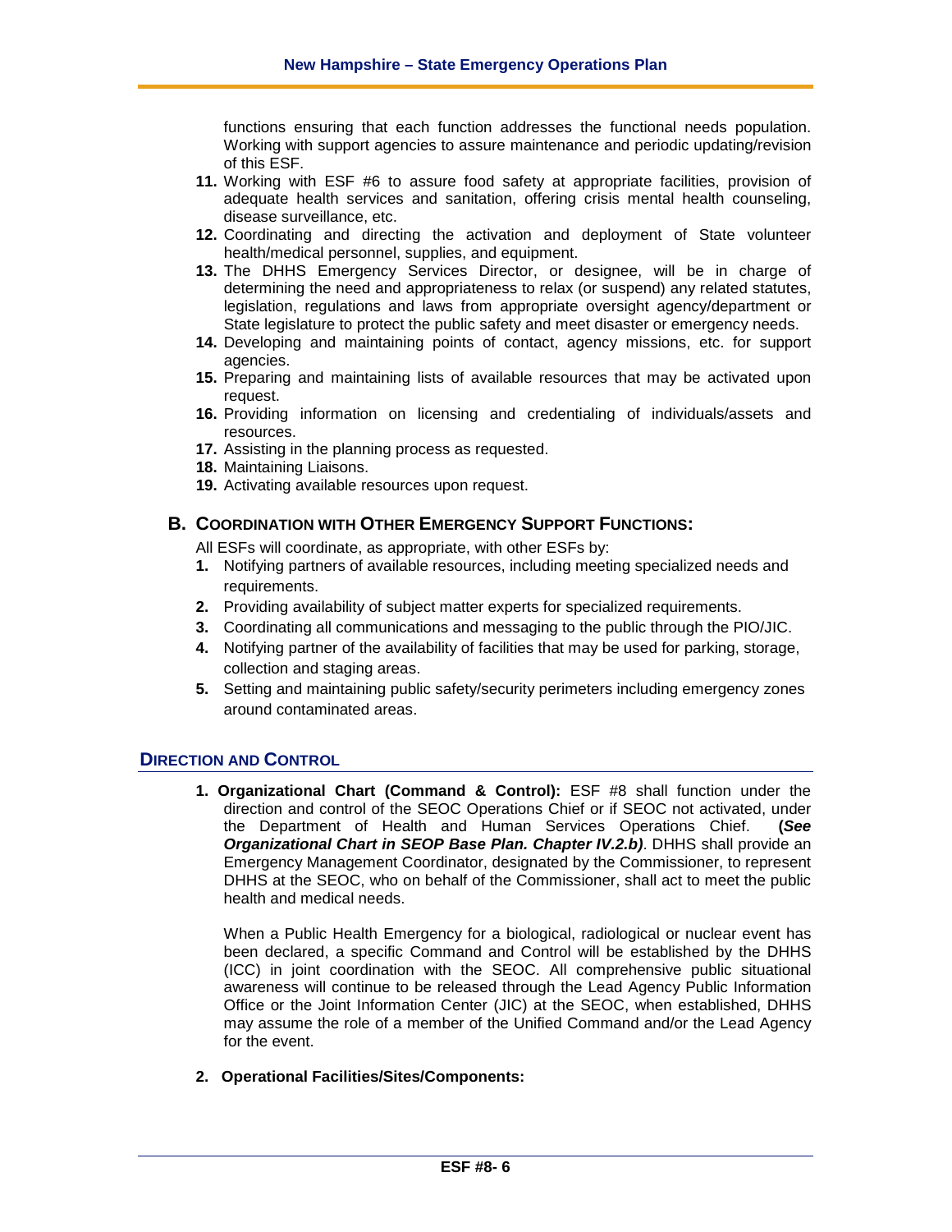functions ensuring that each function addresses the functional needs population. Working with support agencies to assure maintenance and periodic updating/revision of this ESF.

11. Working with ESF #6 to assure food safety at appropriate facilities, provision of adequate health services and sanitation, offering crisis mental health counseling, disease surveillance, etc.
12. Coordinating and directing the activation and deployment of State volunteer health/medical personnel, supplies, and equipment.
13. The DHHS Emergency Services Director, or designee, will be in charge of determining the need and appropriateness to relax (or suspend) any related statutes, legislation, regulations and laws from appropriate oversight agency/department or State legislature to protect the public safety and meet disaster or emergency needs.
14. Developing and maintaining points of contact, agency missions, etc. for support agencies.
15. Preparing and maintaining lists of available resources that may be activated upon request.
16. Providing information on licensing and credentialing of individuals/assets and resources.
17. Assisting in the planning process as requested.
18. Maintaining Liaisons.
19. Activating available resources upon request.

### B. Coordination with Other Emergency Support Functions:

All ESFs will coordinate, as appropriate, with other ESFs by:

1. Notifying partners of available resources, including meeting specialized needs and requirements.
2. Providing availability of subject matter experts for specialized requirements.
3. Coordinating all communications and messaging to the public through the PIO/JIC.
4. Notifying partner of the availability of facilities that may be used for parking, storage, collection and staging areas.
5. Setting and maintaining public safety/security perimeters including emergency zones around contaminated areas.

## Direction and Control

1. **Organizational Chart (Command & Control):** ESF #8 shall function under the direction and control of the SEOC Operations Chief or if SEOC not activated, under the Department of Health and Human Services Operations Chief. **(*See Organizational Chart in SEOP Base Plan. Chapter IV.2.b)***. DHHS shall provide an Emergency Management Coordinator, designated by the Commissioner, to represent DHHS at the SEOC, who on behalf of the Commissioner, shall act to meet the public health and medical needs.

   When a Public Health Emergency for a biological, radiological or nuclear event has been declared, a specific Command and Control will be established by the DHHS (ICC) in joint coordination with the SEOC. All comprehensive public situational awareness will continue to be released through the Lead Agency Public Information Office or the Joint Information Center (JIC) at the SEOC, when established, DHHS may assume the role of a member of the Unified Command and/or the Lead Agency for the event.

2. **Operational Facilities/Sites/Components:**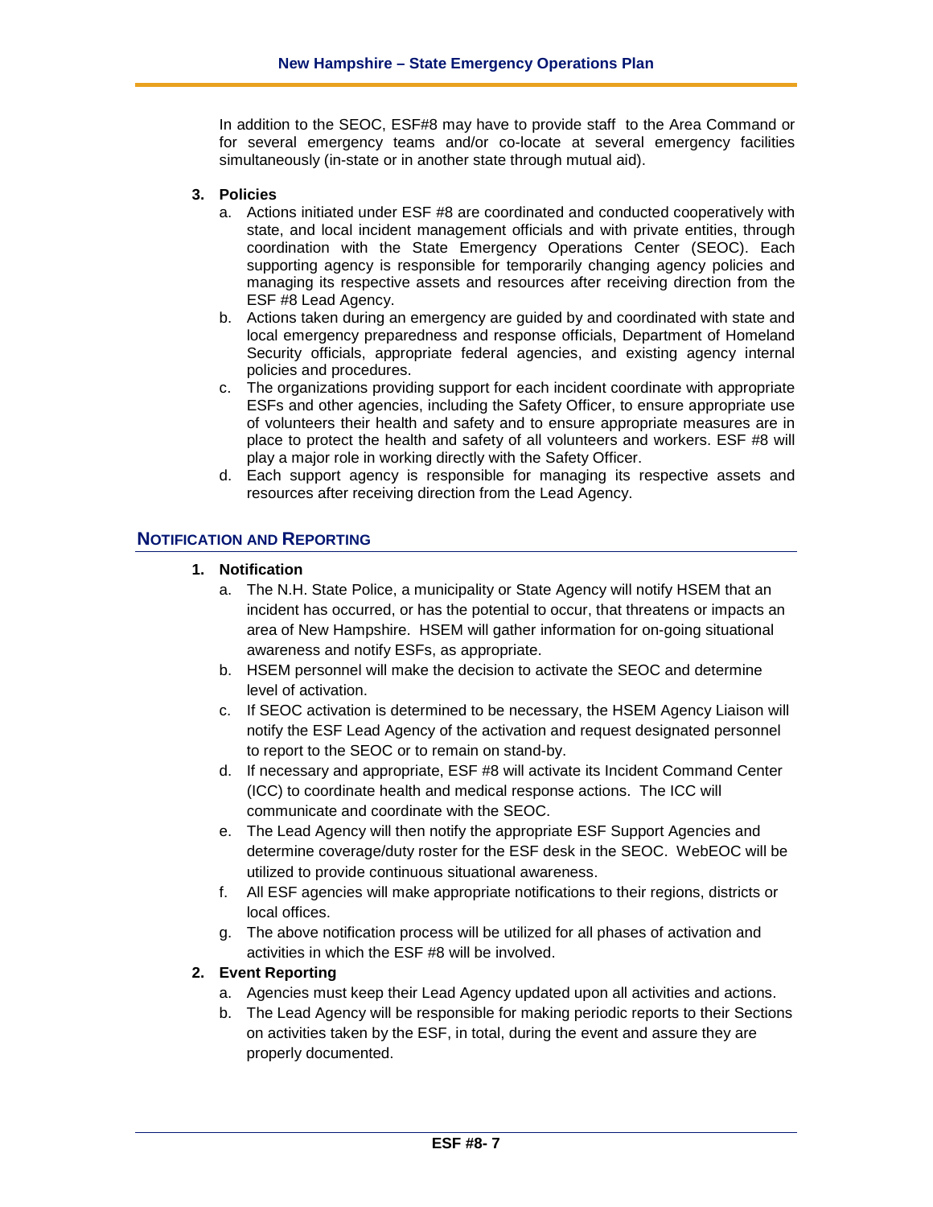In addition to the SEOC, ESF#8 may have to provide staff to the Area Command or for several emergency teams and/or co-locate at several emergency facilities simultaneously (in-state or in another state through mutual aid).

3. **Policies**
   a. Actions initiated under ESF #8 are coordinated and conducted cooperatively with state, and local incident management officials and with private entities, through coordination with the State Emergency Operations Center (SEOC). Each supporting agency is responsible for temporarily changing agency policies and managing its respective assets and resources after receiving direction from the ESF #8 Lead Agency.
   b. Actions taken during an emergency are guided by and coordinated with state and local emergency preparedness and response officials, Department of Homeland Security officials, appropriate federal agencies, and existing agency internal policies and procedures.
   c. The organizations providing support for each incident coordinate with appropriate ESFs and other agencies, including the Safety Officer, to ensure appropriate use of volunteers their health and safety and to ensure appropriate measures are in place to protect the health and safety of all volunteers and workers. ESF #8 will play a major role in working directly with the Safety Officer.
   d. Each support agency is responsible for managing its respective assets and resources after receiving direction from the Lead Agency.

## NOTIFICATION AND REPORTING

1. **Notification**
   a. The N.H. State Police, a municipality or State Agency will notify HSEM that an incident has occurred, or has the potential to occur, that threatens or impacts an area of New Hampshire. HSEM will gather information for on-going situational awareness and notify ESFs, as appropriate.
   b. HSEM personnel will make the decision to activate the SEOC and determine level of activation.
   c. If SEOC activation is determined to be necessary, the HSEM Agency Liaison will notify the ESF Lead Agency of the activation and request designated personnel to report to the SEOC or to remain on stand-by.
   d. If necessary and appropriate, ESF #8 will activate its Incident Command Center (ICC) to coordinate health and medical response actions. The ICC will communicate and coordinate with the SEOC.
   e. The Lead Agency will then notify the appropriate ESF Support Agencies and determine coverage/duty roster for the ESF desk in the SEOC. WebEOC will be utilized to provide continuous situational awareness.
   f. All ESF agencies will make appropriate notifications to their regions, districts or local offices.
   g. The above notification process will be utilized for all phases of activation and activities in which the ESF #8 will be involved.
2. **Event Reporting**
   a. Agencies must keep their Lead Agency updated upon all activities and actions.
   b. The Lead Agency will be responsible for making periodic reports to their Sections on activities taken by the ESF, in total, during the event and assure they are properly documented.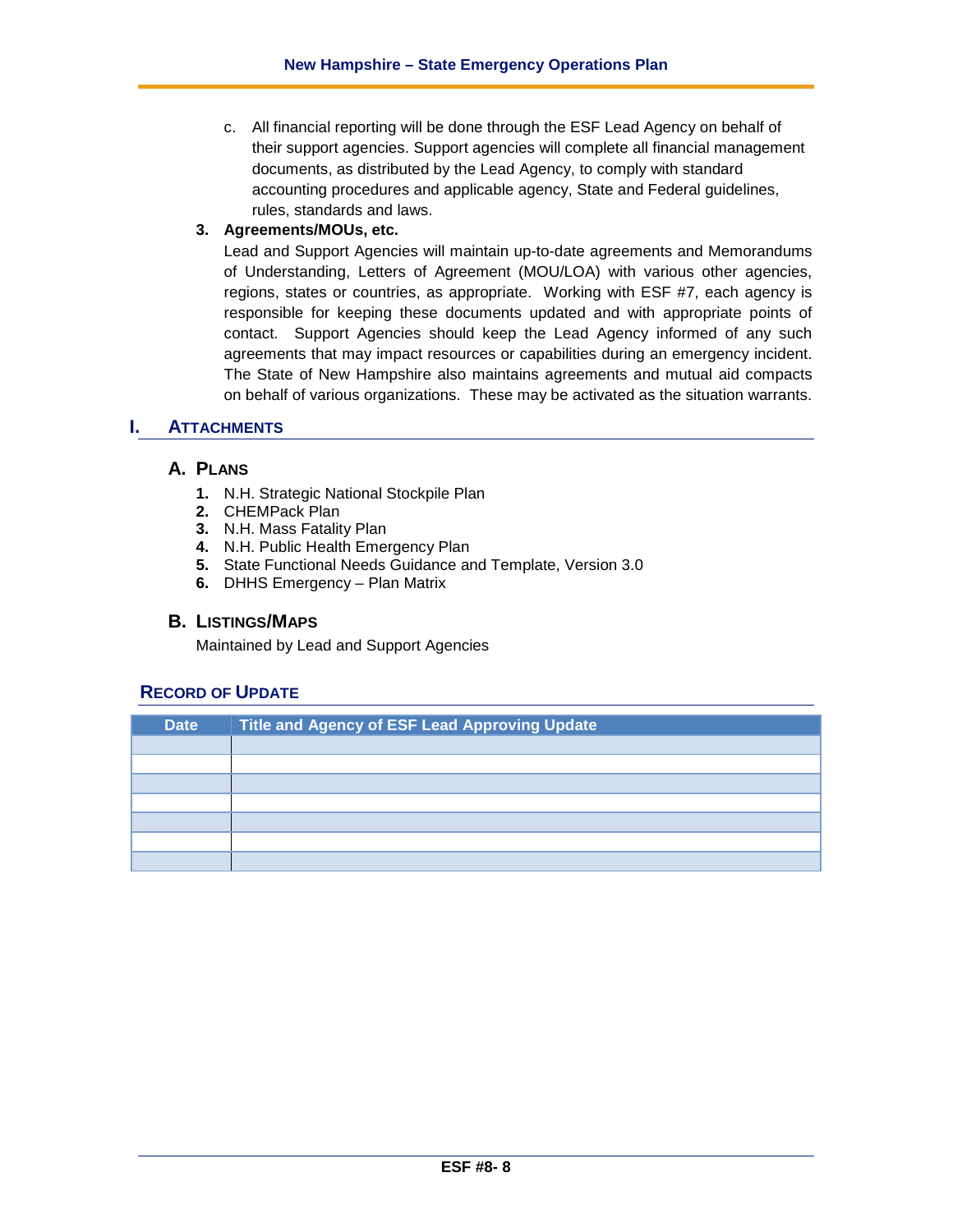c. All financial reporting will be done through the ESF Lead Agency on behalf of their support agencies. Support agencies will complete all financial management documents, as distributed by the Lead Agency, to comply with standard accounting procedures and applicable agency, State and Federal guidelines, rules, standards and laws.

**3. Agreements/MOUs, etc.**

Lead and Support Agencies will maintain up-to-date agreements and Memorandums of Understanding, Letters of Agreement (MOU/LOA) with various other agencies, regions, states or countries, as appropriate. Working with ESF #7, each agency is responsible for keeping these documents updated and with appropriate points of contact. Support Agencies should keep the Lead Agency informed of any such agreements that may impact resources or capabilities during an emergency incident. The State of New Hampshire also maintains agreements and mutual aid compacts on behalf of various organizations. These may be activated as the situation warrants.

## I. Attachments

### A. Plans

1. N.H. Strategic National Stockpile Plan
2. CHEMPack Plan
3. N.H. Mass Fatality Plan
4. N.H. Public Health Emergency Plan
5. State Functional Needs Guidance and Template, Version 3.0
6. DHHS Emergency – Plan Matrix

### B. Listings/Maps

Maintained by Lead and Support Agencies

## Record of Update

| Date | Title and Agency of ESF Lead Approving Update |
|---|---|
| | |
| | |
| | |
| | |
| | |
| | |
| | |